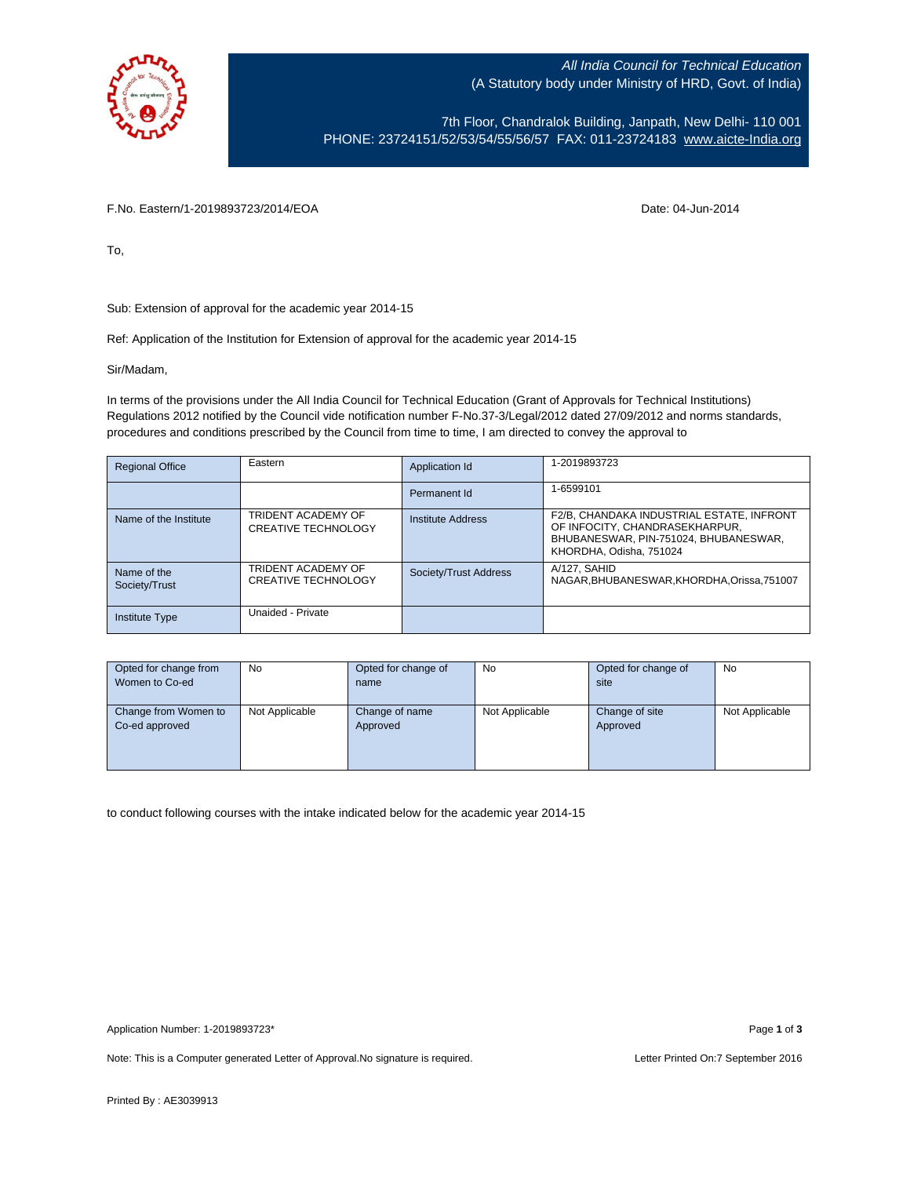*All India Council for Technical Education*
(A Statutory body under Ministry of HRD, Govt. of India)

7th Floor, Chandralok Building, Janpath, New Delhi- 110 001
PHONE: 23724151/52/53/54/55/56/57 FAX: 011-23724183 www.aicte-India.org

F.No. Eastern/1-2019893723/2014/EOA

Date: 04-Jun-2014

To,

Sub: Extension of approval for the academic year 2014-15

Ref: Application of the Institution for Extension of approval for the academic year 2014-15

Sir/Madam,

In terms of the provisions under the All India Council for Technical Education (Grant of Approvals for Technical Institutions) Regulations 2012 notified by the Council vide notification number F-No.37-3/Legal/2012 dated 27/09/2012 and norms standards, procedures and conditions prescribed by the Council from time to time, I am directed to convey the approval to

| Regional Office | Eastern | Application Id | 1-2019893723 |
|---|---|---|---|
| | | Permanent Id | 1-6599101 |
| Name of the Institute | TRIDENT ACADEMY OF CREATIVE TECHNOLOGY | Institute Address | F2/B, CHANDAKA INDUSTRIAL ESTATE, INFRONT OF INFOCITY, CHANDRASEKHARPUR, BHUBANESWAR, PIN-751024, BHUBANESWAR, KHORDHA, Odisha, 751024 |
| Name of the Society/Trust | TRIDENT ACADEMY OF CREATIVE TECHNOLOGY | Society/Trust Address | A/127, SAHID NAGAR,BHUBANESWAR,KHORDHA,Orissa,751007 |
| Institute Type | Unaided - Private | | |

| Opted for change from Women to Co-ed | No | Opted for change of name | No | Opted for change of site | No |
|---|---|---|---|---|---|
| Change from Women to Co-ed approved | Not Applicable | Change of name Approved | Not Applicable | Change of site Approved | Not Applicable |

to conduct following courses with the intake indicated below for the academic year 2014-15

Application Number: 1-2019893723*

Note: This is a Computer generated Letter of Approval.No signature is required.

Letter Printed On:7 September 2016

Printed By : AE3039913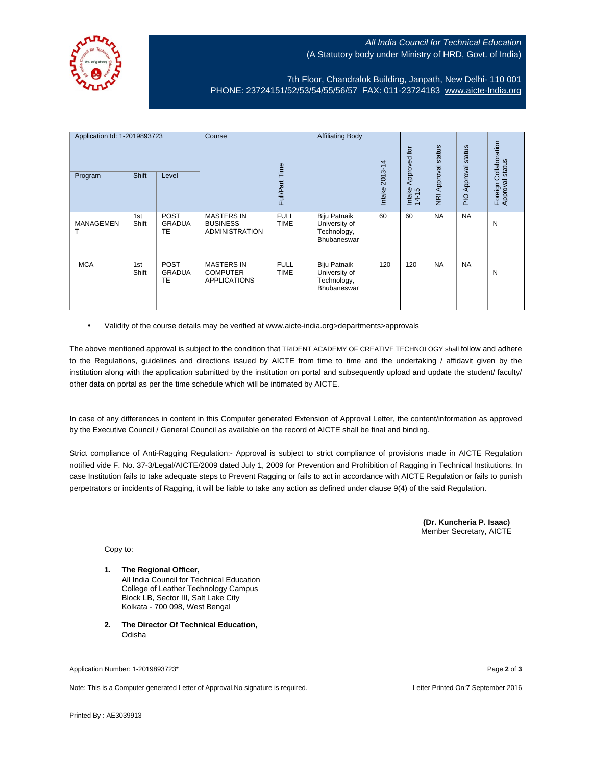*All India Council for Technical Education*
(A Statutory body under Ministry of HRD, Govt. of India)

7th Floor, Chandralok Building, Janpath, New Delhi- 110 001
PHONE: 23724151/52/53/54/55/56/57 FAX: 011-23724183 www.aicte-India.org

| Application Id: 1-2019893723 | | | Course | Full/Part Time | Affiliating Body | Intake 2013-14 | Intake Approved for 14-15 | NRI Approval status | PIO Approval status | Foreign Collaboration Approval status |
|---|---|---|---|---|---|---|---|---|---|---|
| Program | Shift | Level | | | | | | | | |
| MANAGEMENT | 1st Shift | POST GRADUATE | MASTERS IN BUSINESS ADMINISTRATION | FULL TIME | Biju Patnaik University of Technology, Bhubaneswar | 60 | 60 | NA | NA | N |
| MCA | 1st Shift | POST GRADUATE | MASTERS IN COMPUTER APPLICATIONS | FULL TIME | Biju Patnaik University of Technology, Bhubaneswar | 120 | 120 | NA | NA | N |

- Validity of the course details may be verified at www.aicte-india.org>departments>approvals

The above mentioned approval is subject to the condition that TRIDENT ACADEMY OF CREATIVE TECHNOLOGY shall follow and adhere to the Regulations, guidelines and directions issued by AICTE from time to time and the undertaking / affidavit given by the institution along with the application submitted by the institution on portal and subsequently upload and update the student/ faculty/ other data on portal as per the time schedule which will be intimated by AICTE.

In case of any differences in content in this Computer generated Extension of Approval Letter, the content/information as approved by the Executive Council / General Council as available on the record of AICTE shall be final and binding.

Strict compliance of Anti-Ragging Regulation:- Approval is subject to strict compliance of provisions made in AICTE Regulation notified vide F. No. 37-3/Legal/AICTE/2009 dated July 1, 2009 for Prevention and Prohibition of Ragging in Technical Institutions. In case Institution fails to take adequate steps to Prevent Ragging or fails to act in accordance with AICTE Regulation or fails to punish perpetrators or incidents of Ragging, it will be liable to take any action as defined under clause 9(4) of the said Regulation.

**(Dr. Kuncheria P. Isaac)**
Member Secretary, AICTE

Copy to:

1. **The Regional Officer,**
   All India Council for Technical Education
   College of Leather Technology Campus
   Block LB, Sector III, Salt Lake City
   Kolkata - 700 098, West Bengal

2. **The Director Of Technical Education,**
   Odisha

Application Number: 1-2019893723*

Note: This is a Computer generated Letter of Approval.No signature is required.

Letter Printed On:7 September 2016

Printed By : AE3039913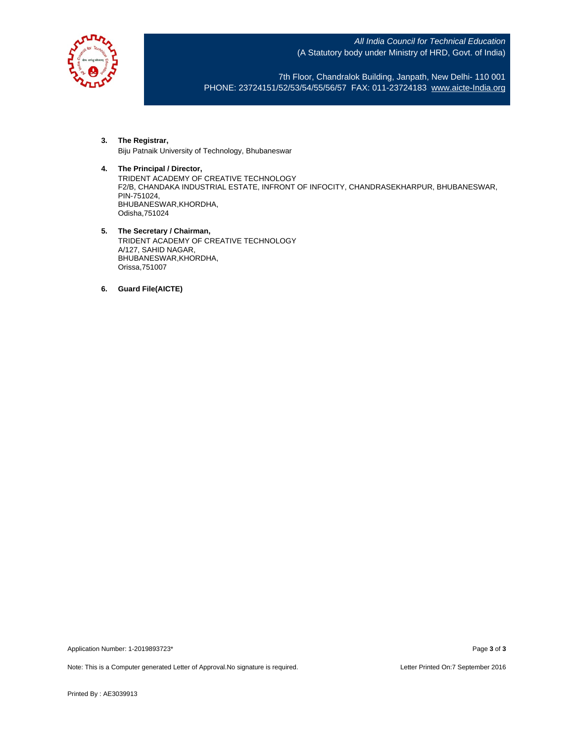3. **The Registrar,**
   Biju Patnaik University of Technology, Bhubaneswar

4. **The Principal / Director,**
   TRIDENT ACADEMY OF CREATIVE TECHNOLOGY
   F2/B, CHANDAKA INDUSTRIAL ESTATE, INFRONT OF INFOCITY, CHANDRASEKHARPUR, BHUBANESWAR, PIN-751024,
   BHUBANESWAR,KHORDHA,
   Odisha,751024

5. **The Secretary / Chairman,**
   TRIDENT ACADEMY OF CREATIVE TECHNOLOGY
   A/127, SAHID NAGAR,
   BHUBANESWAR,KHORDHA,
   Orissa,751007

6. **Guard File(AICTE)**

Application Number: 1-2019893723*

Note: This is a Computer generated Letter of Approval.No signature is required.

Letter Printed On:7 September 2016

Printed By : AE3039913